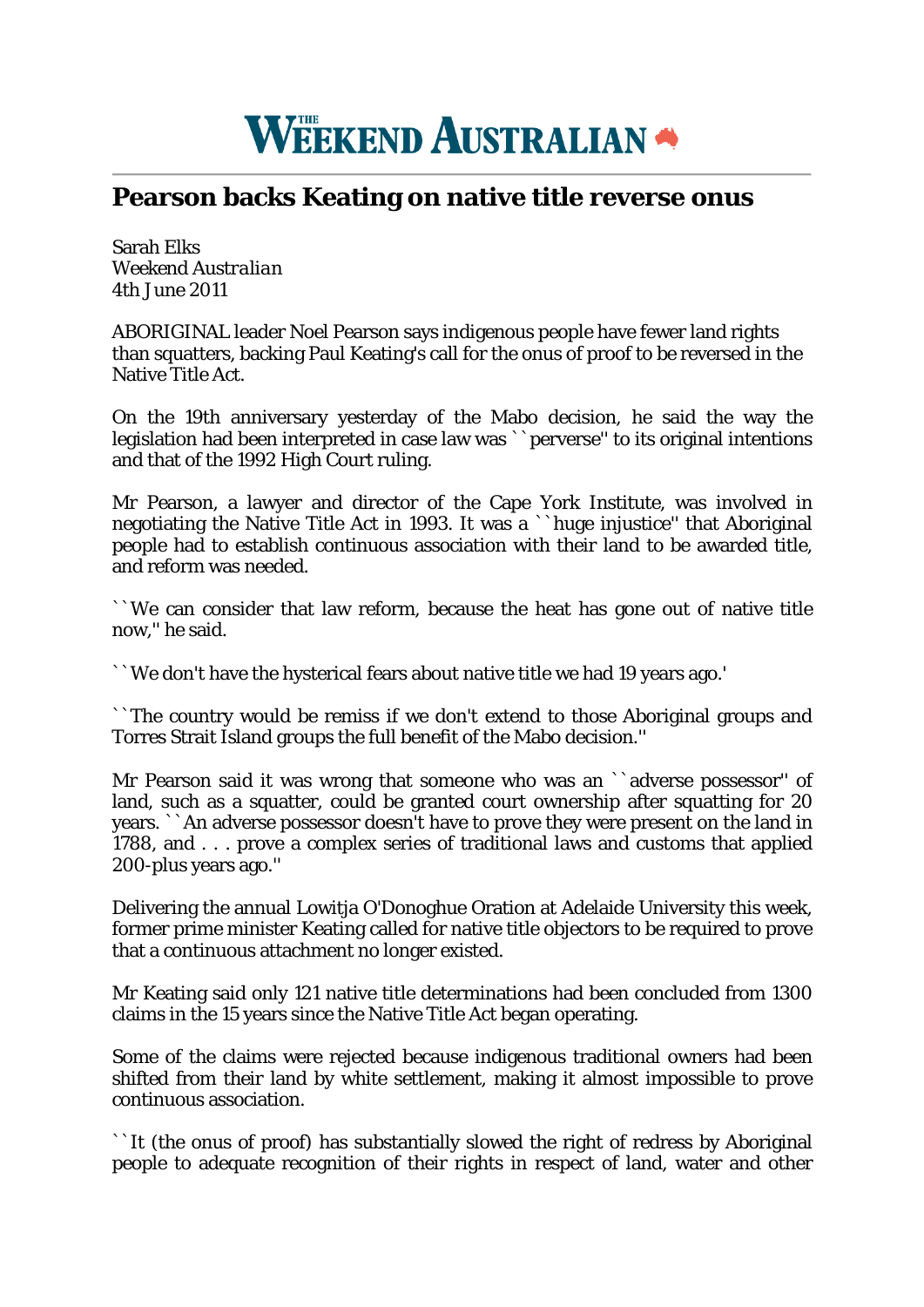# THE WEEKEND AUSTRALIAN

## Pearson backs Keating on native title reverse onus

Sarah Elks
*Weekend Australian*
4th June 2011

ABORIGINAL leader Noel Pearson says indigenous people have fewer land rights than squatters, backing Paul Keating's call for the onus of proof to be reversed in the Native Title Act.

On the 19th anniversary yesterday of the Mabo decision, he said the way the legislation had been interpreted in case law was ``perverse'' to its original intentions and that of the 1992 High Court ruling.

Mr Pearson, a lawyer and director of the Cape York Institute, was involved in negotiating the Native Title Act in 1993. It was a ``huge injustice'' that Aboriginal people had to establish continuous association with their land to be awarded title, and reform was needed.

``We can consider that law reform, because the heat has gone out of native title now,'' he said.

``We don't have the hysterical fears about native title we had 19 years ago.'

``The country would be remiss if we don't extend to those Aboriginal groups and Torres Strait Island groups the full benefit of the Mabo decision.''

Mr Pearson said it was wrong that someone who was an ``adverse possessor'' of land, such as a squatter, could be granted court ownership after squatting for 20 years. ``An adverse possessor doesn't have to prove they were present on the land in 1788, and . . . prove a complex series of traditional laws and customs that applied 200-plus years ago.''

Delivering the annual Lowitja O'Donoghue Oration at Adelaide University this week, former prime minister Keating called for native title objectors to be required to prove that a continuous attachment no longer existed.

Mr Keating said only 121 native title determinations had been concluded from 1300 claims in the 15 years since the Native Title Act began operating.

Some of the claims were rejected because indigenous traditional owners had been shifted from their land by white settlement, making it almost impossible to prove continuous association.

``It (the onus of proof) has substantially slowed the right of redress by Aboriginal people to adequate recognition of their rights in respect of land, water and other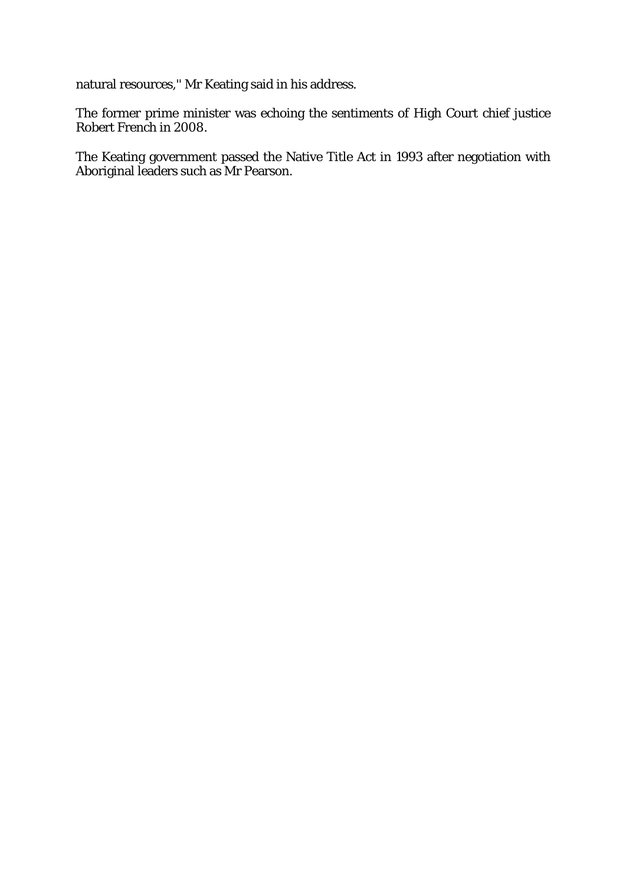natural resources," Mr Keating said in his address.

The former prime minister was echoing the sentiments of High Court chief justice Robert French in 2008.

The Keating government passed the Native Title Act in 1993 after negotiation with Aboriginal leaders such as Mr Pearson.